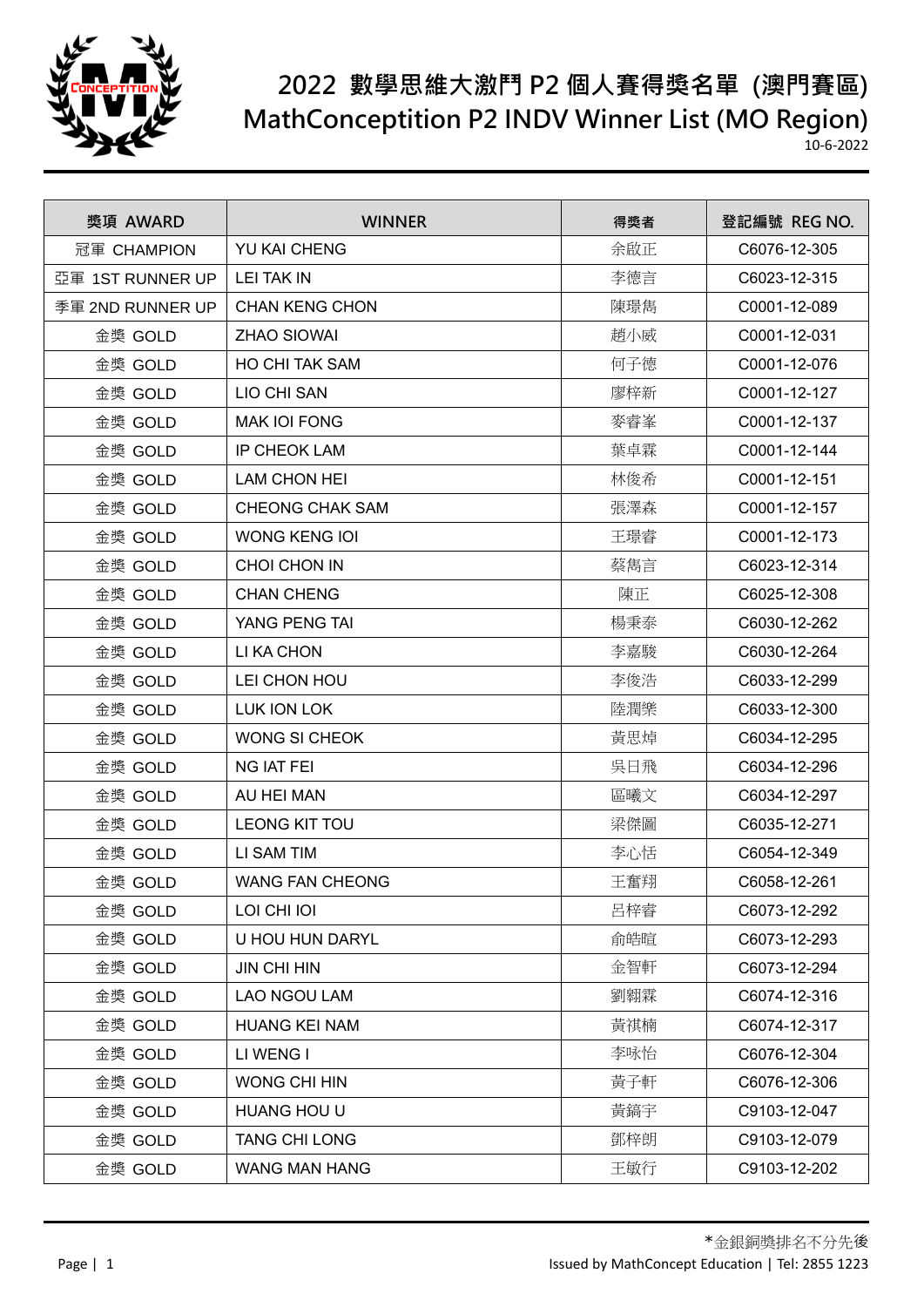# 2022 數學思維大激鬥 P2 個人賽得獎名單 (澳門賽區)
# MathConceptition P2 INDV Winner List (MO Region)

10-6-2022

| 獎項 AWARD | WINNER | 得獎者 | 登記編號 REG NO. |
|---|---|---|---|
| 冠軍 CHAMPION | YU KAI CHENG | 余啟正 | C6076-12-305 |
| 亞軍 1ST RUNNER UP | LEI TAK IN | 李德言 | C6023-12-315 |
| 季軍 2ND RUNNER UP | CHAN KENG CHON | 陳璟雋 | C0001-12-089 |
| 金獎 GOLD | ZHAO SIOWAI | 趙小威 | C0001-12-031 |
| 金獎 GOLD | HO CHI TAK SAM | 何子德 | C0001-12-076 |
| 金獎 GOLD | LIO CHI SAN | 廖梓新 | C0001-12-127 |
| 金獎 GOLD | MAK IOI FONG | 麥睿峯 | C0001-12-137 |
| 金獎 GOLD | IP CHEOK LAM | 葉卓霖 | C0001-12-144 |
| 金獎 GOLD | LAM CHON HEI | 林俊希 | C0001-12-151 |
| 金獎 GOLD | CHEONG CHAK SAM | 張澤森 | C0001-12-157 |
| 金獎 GOLD | WONG KENG IOI | 王璟睿 | C0001-12-173 |
| 金獎 GOLD | CHOI CHON IN | 蔡雋言 | C6023-12-314 |
| 金獎 GOLD | CHAN CHENG | 陳正 | C6025-12-308 |
| 金獎 GOLD | YANG PENG TAI | 楊秉泰 | C6030-12-262 |
| 金獎 GOLD | LI KA CHON | 李嘉駿 | C6030-12-264 |
| 金獎 GOLD | LEI CHON HOU | 李俊浩 | C6033-12-299 |
| 金獎 GOLD | LUK ION LOK | 陸潤樂 | C6033-12-300 |
| 金獎 GOLD | WONG SI CHEOK | 黃思焯 | C6034-12-295 |
| 金獎 GOLD | NG IAT FEI | 吳日飛 | C6034-12-296 |
| 金獎 GOLD | AU HEI MAN | 區曦文 | C6034-12-297 |
| 金獎 GOLD | LEONG KIT TOU | 梁傑圖 | C6035-12-271 |
| 金獎 GOLD | LI SAM TIM | 李心恬 | C6054-12-349 |
| 金獎 GOLD | WANG FAN CHEONG | 王奮翔 | C6058-12-261 |
| 金獎 GOLD | LOI CHI IOI | 呂梓睿 | C6073-12-292 |
| 金獎 GOLD | U HOU HUN DARYL | 俞皓暄 | C6073-12-293 |
| 金獎 GOLD | JIN CHI HIN | 金智軒 | C6073-12-294 |
| 金獎 GOLD | LAO NGOU LAM | 劉翱霖 | C6074-12-316 |
| 金獎 GOLD | HUANG KEI NAM | 黃祺楠 | C6074-12-317 |
| 金獎 GOLD | LI WENG I | 李咏怡 | C6076-12-304 |
| 金獎 GOLD | WONG CHI HIN | 黃子軒 | C6076-12-306 |
| 金獎 GOLD | HUANG HOU U | 黃鎬宇 | C9103-12-047 |
| 金獎 GOLD | TANG CHI LONG | 鄧梓朗 | C9103-12-079 |
| 金獎 GOLD | WANG MAN HANG | 王敏行 | C9103-12-202 |

*金銀銅獎排名不分先後

Issued by MathConcept Education | Tel: 2855 1223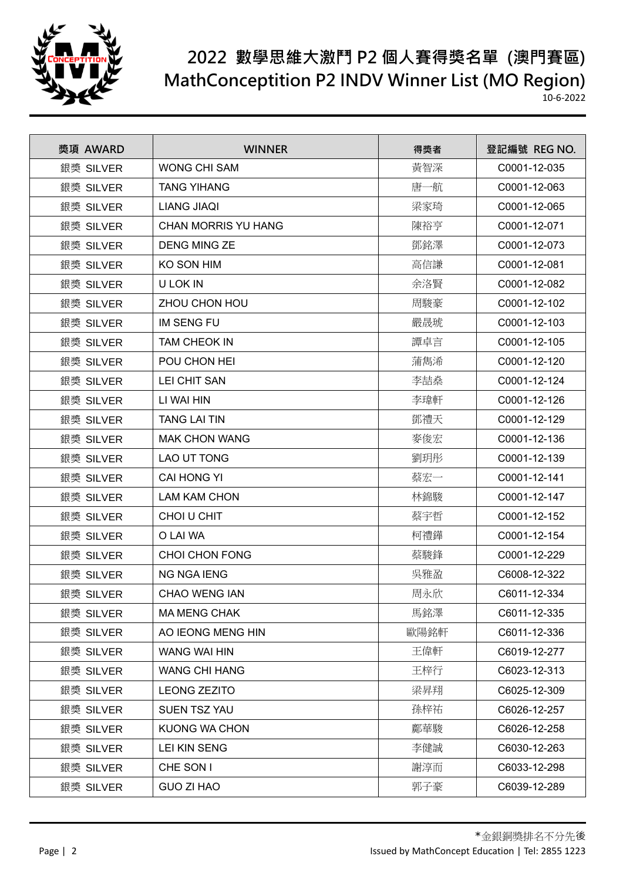# 2022 數學思維大激鬥 P2 個人賽得獎名單 (澳門賽區)

# MathConceptition P2 INDV Winner List (MO Region)

10-6-2022

| 獎項 AWARD | WINNER | 得獎者 | 登記編號 REG NO. |
|---|---|---|---|
| 銀獎 SILVER | WONG CHI SAM | 黃智深 | C0001-12-035 |
| 銀獎 SILVER | TANG YIHANG | 唐一航 | C0001-12-063 |
| 銀獎 SILVER | LIANG JIAQI | 梁家琦 | C0001-12-065 |
| 銀獎 SILVER | CHAN MORRIS YU HANG | 陳裕亨 | C0001-12-071 |
| 銀獎 SILVER | DENG MING ZE | 鄧銘澤 | C0001-12-073 |
| 銀獎 SILVER | KO SON HIM | 高信謙 | C0001-12-081 |
| 銀獎 SILVER | U LOK IN | 余洛賢 | C0001-12-082 |
| 銀獎 SILVER | ZHOU CHON HOU | 周駿豪 | C0001-12-102 |
| 銀獎 SILVER | IM SENG FU | 嚴晟琥 | C0001-12-103 |
| 銀獎 SILVER | TAM CHEOK IN | 譚卓言 | C0001-12-105 |
| 銀獎 SILVER | POU CHON HEI | 蒲雋浠 | C0001-12-120 |
| 銀獎 SILVER | LEI CHIT SAN | 李喆燊 | C0001-12-124 |
| 銀獎 SILVER | LI WAI HIN | 李瑋軒 | C0001-12-126 |
| 銀獎 SILVER | TANG LAI TIN | 鄧禮天 | C0001-12-129 |
| 銀獎 SILVER | MAK CHON WANG | 麥俊宏 | C0001-12-136 |
| 銀獎 SILVER | LAO UT TONG | 劉玥彤 | C0001-12-139 |
| 銀獎 SILVER | CAI HONG YI | 蔡宏一 | C0001-12-141 |
| 銀獎 SILVER | LAM KAM CHON | 林錦駿 | C0001-12-147 |
| 銀獎 SILVER | CHOI U CHIT | 蔡宇哲 | C0001-12-152 |
| 銀獎 SILVER | O LAI WA | 柯禮鏵 | C0001-12-154 |
| 銀獎 SILVER | CHOI CHON FONG | 蔡駿鋒 | C0001-12-229 |
| 銀獎 SILVER | NG NGA IENG | 吳雅盈 | C6008-12-322 |
| 銀獎 SILVER | CHAO WENG IAN | 周永欣 | C6011-12-334 |
| 銀獎 SILVER | MA MENG CHAK | 馬銘澤 | C6011-12-335 |
| 銀獎 SILVER | AO IEONG MENG HIN | 歐陽銘軒 | C6011-12-336 |
| 銀獎 SILVER | WANG WAI HIN | 王偉軒 | C6019-12-277 |
| 銀獎 SILVER | WANG CHI HANG | 王梓行 | C6023-12-313 |
| 銀獎 SILVER | LEONG ZEZITO | 梁昇翔 | C6025-12-309 |
| 銀獎 SILVER | SUEN TSZ YAU | 孫梓祐 | C6026-12-257 |
| 銀獎 SILVER | KUONG WA CHON | 鄺華駿 | C6026-12-258 |
| 銀獎 SILVER | LEI KIN SENG | 李健誠 | C6030-12-263 |
| 銀獎 SILVER | CHE SON I | 謝淳而 | C6033-12-298 |
| 銀獎 SILVER | GUO ZI HAO | 郭子豪 | C6039-12-289 |

*金銀銅獎排名不分先後

Issued by MathConcept Education | Tel: 2855 1223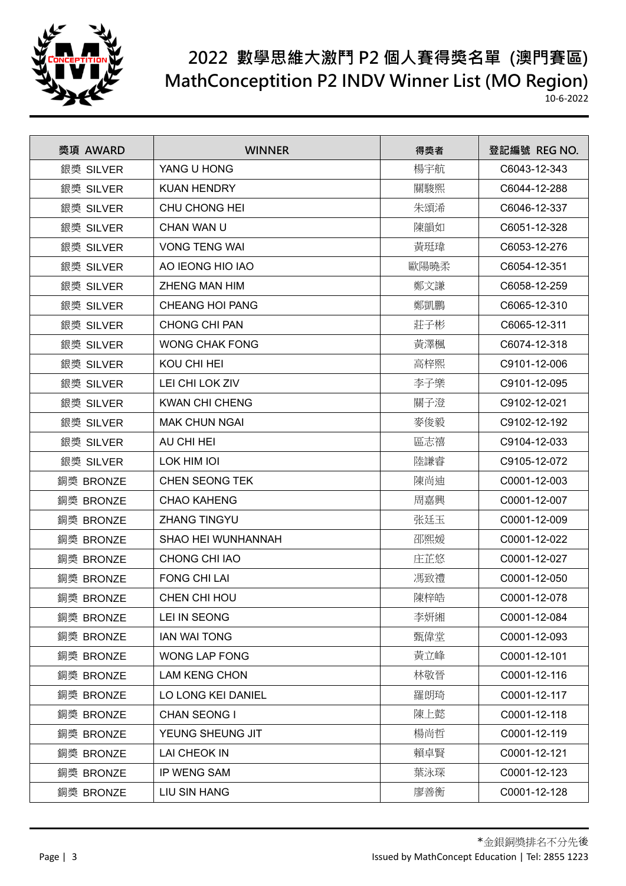# 2022 數學思維大激鬥 P2 個人賽得獎名單 (澳門賽區)
# MathConceptition P2 INDV Winner List (MO Region)

10-6-2022

| 獎項 AWARD | WINNER | 得獎者 | 登記編號 REG NO. |
|---|---|---|---|
| 銀獎 SILVER | YANG U HONG | 楊宇航 | C6043-12-343 |
| 銀獎 SILVER | KUAN HENDRY | 關駿熙 | C6044-12-288 |
| 銀獎 SILVER | CHU CHONG HEI | 朱頌浠 | C6046-12-337 |
| 銀獎 SILVER | CHAN WAN U | 陳韻如 | C6051-12-328 |
| 銀獎 SILVER | VONG TENG WAI | 黃珽瑋 | C6053-12-276 |
| 銀獎 SILVER | AO IEONG HIO IAO | 歐陽曉柔 | C6054-12-351 |
| 銀獎 SILVER | ZHENG MAN HIM | 鄭文謙 | C6058-12-259 |
| 銀獎 SILVER | CHEANG HOI PANG | 鄭凱鵬 | C6065-12-310 |
| 銀獎 SILVER | CHONG CHI PAN | 莊子彬 | C6065-12-311 |
| 銀獎 SILVER | WONG CHAK FONG | 黃澤楓 | C6074-12-318 |
| 銀獎 SILVER | KOU CHI HEI | 高梓熙 | C9101-12-006 |
| 銀獎 SILVER | LEI CHI LOK ZIV | 李子樂 | C9101-12-095 |
| 銀獎 SILVER | KWAN CHI CHENG | 關子澄 | C9102-12-021 |
| 銀獎 SILVER | MAK CHUN NGAI | 麥俊毅 | C9102-12-192 |
| 銀獎 SILVER | AU CHI HEI | 區志禧 | C9104-12-033 |
| 銀獎 SILVER | LOK HIM IOI | 陸謙睿 | C9105-12-072 |
| 銅獎 BRONZE | CHEN SEONG TEK | 陳尚迪 | C0001-12-003 |
| 銅獎 BRONZE | CHAO KAHENG | 周嘉興 | C0001-12-007 |
| 銅獎 BRONZE | ZHANG TINGYU | 张廷玉 | C0001-12-009 |
| 銅獎 BRONZE | SHAO HEI WUNHANNAH | 邵熙媛 | C0001-12-022 |
| 銅獎 BRONZE | CHONG CHI IAO | 庄芷悠 | C0001-12-027 |
| 銅獎 BRONZE | FONG CHI LAI | 馮致禮 | C0001-12-050 |
| 銅獎 BRONZE | CHEN CHI HOU | 陳梓皓 | C0001-12-078 |
| 銅獎 BRONZE | LEI IN SEONG | 李妍緗 | C0001-12-084 |
| 銅獎 BRONZE | IAN WAI TONG | 甄偉堂 | C0001-12-093 |
| 銅獎 BRONZE | WONG LAP FONG | 黃立峰 | C0001-12-101 |
| 銅獎 BRONZE | LAM KENG CHON | 林敬晉 | C0001-12-116 |
| 銅獎 BRONZE | LO LONG KEI DANIEL | 羅朗琦 | C0001-12-117 |
| 銅獎 BRONZE | CHAN SEONG I | 陳上懿 | C0001-12-118 |
| 銅獎 BRONZE | YEUNG SHEUNG JIT | 楊尚哲 | C0001-12-119 |
| 銅獎 BRONZE | LAI CHEOK IN | 賴卓賢 | C0001-12-121 |
| 銅獎 BRONZE | IP WENG SAM | 葉泳琛 | C0001-12-123 |
| 銅獎 BRONZE | LIU SIN HANG | 廖善衡 | C0001-12-128 |

*金銀銅獎排名不分先後

Issued by MathConcept Education | Tel: 2855 1223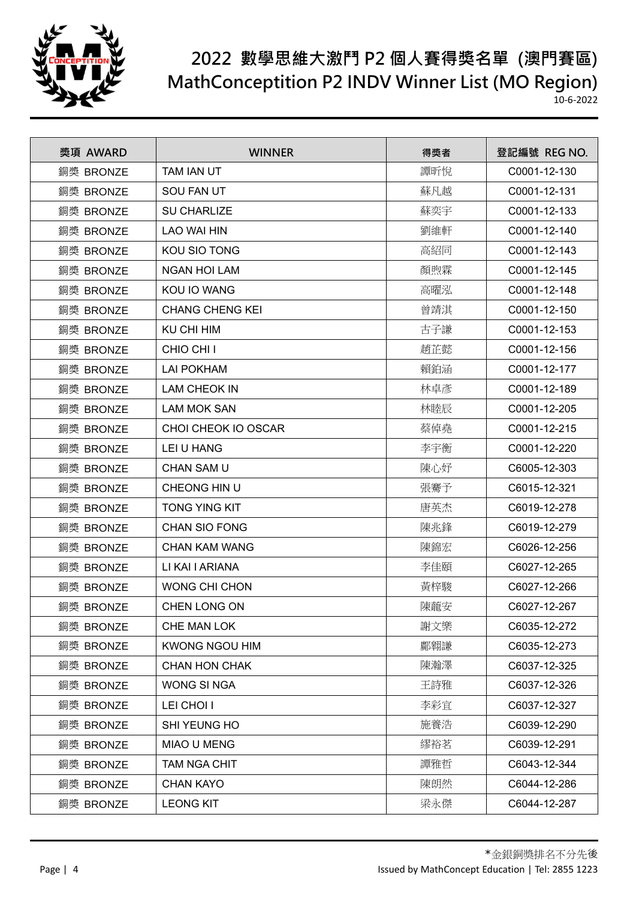# 2022 數學思維大激鬥 P2 個人賽得獎名單 (澳門賽區)
# MathConceptition P2 INDV Winner List (MO Region)

10-6-2022

| 獎項 AWARD | WINNER | 得獎者 | 登記編號 REG NO. |
|---|---|---|---|
| 銅獎 BRONZE | TAM IAN UT | 譚昕悅 | C0001-12-130 |
| 銅獎 BRONZE | SOU FAN UT | 蘇凡越 | C0001-12-131 |
| 銅獎 BRONZE | SU CHARLIZE | 蘇奕宇 | C0001-12-133 |
| 銅獎 BRONZE | LAO WAI HIN | 劉維軒 | C0001-12-140 |
| 銅獎 BRONZE | KOU SIO TONG | 高紹同 | C0001-12-143 |
| 銅獎 BRONZE | NGAN HOI LAM | 顏煦霖 | C0001-12-145 |
| 銅獎 BRONZE | KOU IO WANG | 高曜泓 | C0001-12-148 |
| 銅獎 BRONZE | CHANG CHENG KEI | 曾靖淇 | C0001-12-150 |
| 銅獎 BRONZE | KU CHI HIM | 古子謙 | C0001-12-153 |
| 銅獎 BRONZE | CHIO CHI I | 趙芷懿 | C0001-12-156 |
| 銅獎 BRONZE | LAI POKHAM | 賴鉑涵 | C0001-12-177 |
| 銅獎 BRONZE | LAM CHEOK IN | 林卓彥 | C0001-12-189 |
| 銅獎 BRONZE | LAM MOK SAN | 林睦辰 | C0001-12-205 |
| 銅獎 BRONZE | CHOI CHEOK IO OSCAR | 蔡倬堯 | C0001-12-215 |
| 銅獎 BRONZE | LEI U HANG | 李宇衡 | C0001-12-220 |
| 銅獎 BRONZE | CHAN SAM U | 陳心妤 | C6005-12-303 |
| 銅獎 BRONZE | CHEONG HIN U | 張騫予 | C6015-12-321 |
| 銅獎 BRONZE | TONG YING KIT | 唐英杰 | C6019-12-278 |
| 銅獎 BRONZE | CHAN SIO FONG | 陳兆鋒 | C6019-12-279 |
| 銅獎 BRONZE | CHAN KAM WANG | 陳錦宏 | C6026-12-256 |
| 銅獎 BRONZE | LI KAI I ARIANA | 李佳頤 | C6027-12-265 |
| 銅獎 BRONZE | WONG CHI CHON | 黃梓駿 | C6027-12-266 |
| 銅獎 BRONZE | CHEN LONG ON | 陳龍安 | C6027-12-267 |
| 銅獎 BRONZE | CHE MAN LOK | 謝文樂 | C6035-12-272 |
| 銅獎 BRONZE | KWONG NGOU HIM | 鄺翱謙 | C6035-12-273 |
| 銅獎 BRONZE | CHAN HON CHAK | 陳瀚澤 | C6037-12-325 |
| 銅獎 BRONZE | WONG SI NGA | 王詩雅 | C6037-12-326 |
| 銅獎 BRONZE | LEI CHOI I | 李彩宜 | C6037-12-327 |
| 銅獎 BRONZE | SHI YEUNG HO | 施養浩 | C6039-12-290 |
| 銅獎 BRONZE | MIAO U MENG | 繆裕茗 | C6039-12-291 |
| 銅獎 BRONZE | TAM NGA CHIT | 譚雅哲 | C6043-12-344 |
| 銅獎 BRONZE | CHAN KAYO | 陳朗然 | C6044-12-286 |
| 銅獎 BRONZE | LEONG KIT | 梁永傑 | C6044-12-287 |

*金銀銅獎排名不分先後

Issued by MathConcept Education | Tel: 2855 1223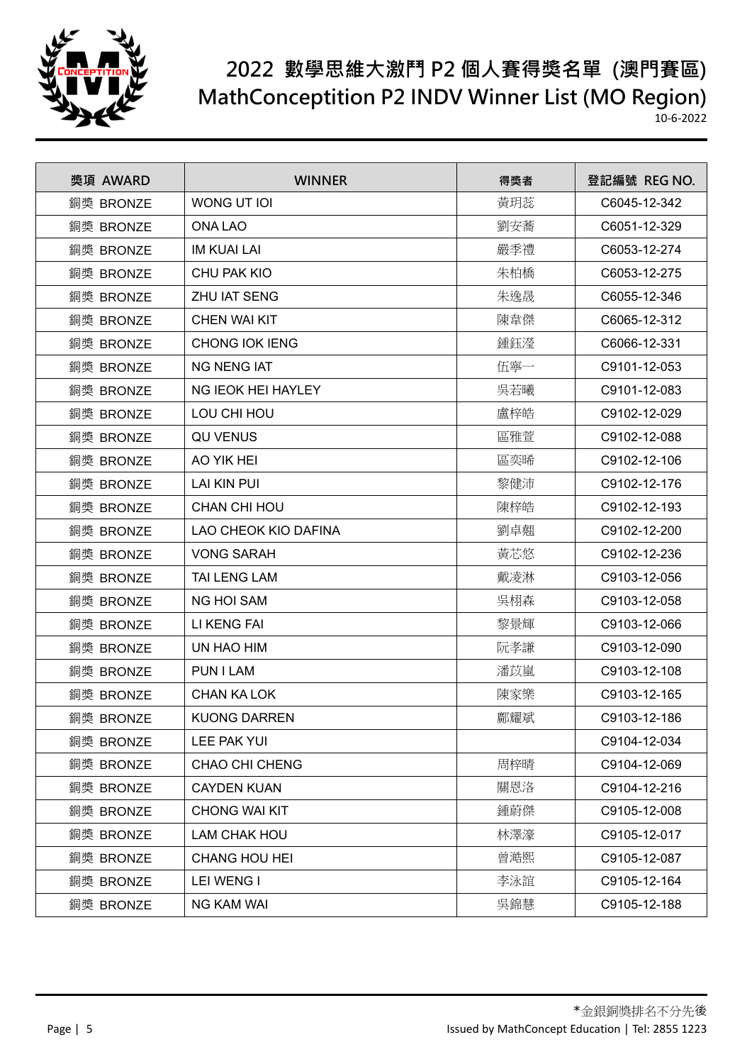# 2022 數學思維大激鬥 P2 個人賽得獎名單 (澳門賽區)
# MathConceptition P2 INDV Winner List (MO Region)

10-6-2022

| 獎項 AWARD | WINNER | 得獎者 | 登記編號 REG NO. |
|---|---|---|---|
| 銅獎 BRONZE | WONG UT IOI | 黃玥蕊 | C6045-12-342 |
| 銅獎 BRONZE | ONA LAO | 劉安蕎 | C6051-12-329 |
| 銅獎 BRONZE | IM KUAI LAI | 嚴季禮 | C6053-12-274 |
| 銅獎 BRONZE | CHU PAK KIO | 朱柏橋 | C6053-12-275 |
| 銅獎 BRONZE | ZHU IAT SENG | 朱逸晟 | C6055-12-346 |
| 銅獎 BRONZE | CHEN WAI KIT | 陳韋傑 | C6065-12-312 |
| 銅獎 BRONZE | CHONG IOK IENG | 鍾鈺瀅 | C6066-12-331 |
| 銅獎 BRONZE | NG NENG IAT | 伍寧一 | C9101-12-053 |
| 銅獎 BRONZE | NG IEOK HEI HAYLEY | 吳若曦 | C9101-12-083 |
| 銅獎 BRONZE | LOU CHI HOU | 盧梓皓 | C9102-12-029 |
| 銅獎 BRONZE | QU VENUS | 區雅萱 | C9102-12-088 |
| 銅獎 BRONZE | AO YIK HEI | 區奕晞 | C9102-12-106 |
| 銅獎 BRONZE | LAI KIN PUI | 黎健沛 | C9102-12-176 |
| 銅獎 BRONZE | CHAN CHI HOU | 陳梓皓 | C9102-12-193 |
| 銅獎 BRONZE | LAO CHEOK KIO DAFINA | 劉卓翹 | C9102-12-200 |
| 銅獎 BRONZE | VONG SARAH | 黃芯悠 | C9102-12-236 |
| 銅獎 BRONZE | TAI LENG LAM | 戴凌淋 | C9103-12-056 |
| 銅獎 BRONZE | NG HOI SAM | 吳栩森 | C9103-12-058 |
| 銅獎 BRONZE | LI KENG FAI | 黎景輝 | C9103-12-066 |
| 銅獎 BRONZE | UN HAO HIM | 阮孝謙 | C9103-12-090 |
| 銅獎 BRONZE | PUN I LAM | 潘苡嵐 | C9103-12-108 |
| 銅獎 BRONZE | CHAN KA LOK | 陳家樂 | C9103-12-165 |
| 銅獎 BRONZE | KUONG DARREN | 鄺耀斌 | C9103-12-186 |
| 銅獎 BRONZE | LEE PAK YUI | | C9104-12-034 |
| 銅獎 BRONZE | CHAO CHI CHENG | 周梓晴 | C9104-12-069 |
| 銅獎 BRONZE | CAYDEN KUAN | 關恩洛 | C9104-12-216 |
| 銅獎 BRONZE | CHONG WAI KIT | 鍾蔚傑 | C9105-12-008 |
| 銅獎 BRONZE | LAM CHAK HOU | 林澤濠 | C9105-12-017 |
| 銅獎 BRONZE | CHANG HOU HEI | 曾澔熙 | C9105-12-087 |
| 銅獎 BRONZE | LEI WENG I | 李泳誼 | C9105-12-164 |
| 銅獎 BRONZE | NG KAM WAI | 吳錦慧 | C9105-12-188 |

*金銀銅獎排名不分先後

Issued by MathConcept Education | Tel: 2855 1223